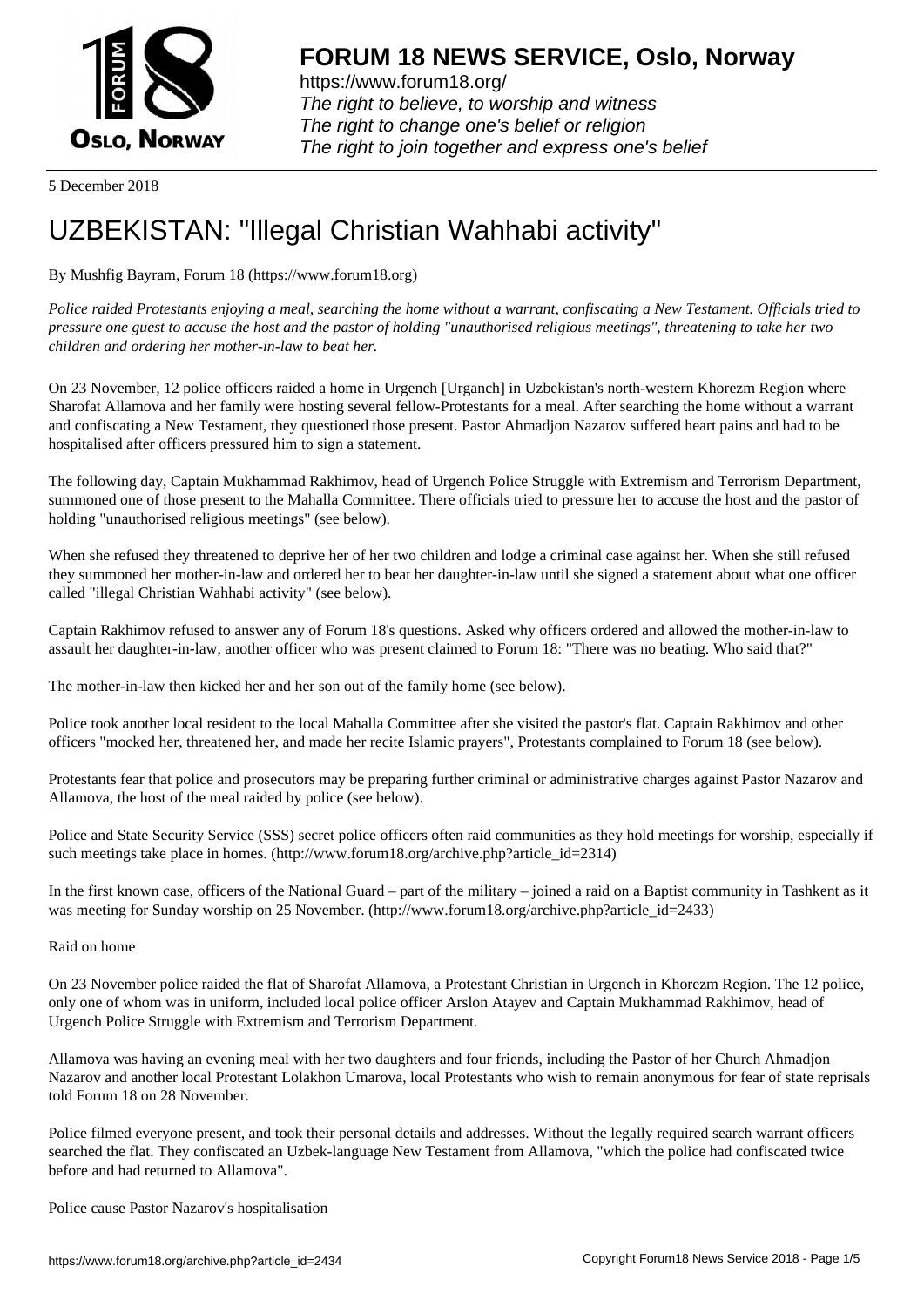# FORUM 18 NEWS SERVICE, Oslo, Norway

https://www.forum18.org/
*The right to believe, to worship and witness*
*The right to change one's belief or religion*
*The right to join together and express one's belief*

5 December 2018

# UZBEKISTAN: "Illegal Christian Wahhabi activity"

By Mushfig Bayram, Forum 18 (https://www.forum18.org)

*Police raided Protestants enjoying a meal, searching the home without a warrant, confiscating a New Testament. Officials tried to pressure one guest to accuse the host and the pastor of holding "unauthorised religious meetings", threatening to take her two children and ordering her mother-in-law to beat her.*

On 23 November, 12 police officers raided a home in Urgench [Urganch] in Uzbekistan's north-western Khorezm Region where Sharofat Allamova and her family were hosting several fellow-Protestants for a meal. After searching the home without a warrant and confiscating a New Testament, they questioned those present. Pastor Ahmadjon Nazarov suffered heart pains and had to be hospitalised after officers pressured him to sign a statement.

The following day, Captain Mukhammad Rakhimov, head of Urgench Police Struggle with Extremism and Terrorism Department, summoned one of those present to the Mahalla Committee. There officials tried to pressure her to accuse the host and the pastor of holding "unauthorised religious meetings" (see below).

When she refused they threatened to deprive her of her two children and lodge a criminal case against her. When she still refused they summoned her mother-in-law and ordered her to beat her daughter-in-law until she signed a statement about what one officer called "illegal Christian Wahhabi activity" (see below).

Captain Rakhimov refused to answer any of Forum 18's questions. Asked why officers ordered and allowed the mother-in-law to assault her daughter-in-law, another officer who was present claimed to Forum 18: "There was no beating. Who said that?"

The mother-in-law then kicked her and her son out of the family home (see below).

Police took another local resident to the local Mahalla Committee after she visited the pastor's flat. Captain Rakhimov and other officers "mocked her, threatened her, and made her recite Islamic prayers", Protestants complained to Forum 18 (see below).

Protestants fear that police and prosecutors may be preparing further criminal or administrative charges against Pastor Nazarov and Allamova, the host of the meal raided by police (see below).

Police and State Security Service (SSS) secret police officers often raid communities as they hold meetings for worship, especially if such meetings take place in homes. (http://www.forum18.org/archive.php?article_id=2314)

In the first known case, officers of the National Guard – part of the military – joined a raid on a Baptist community in Tashkent as it was meeting for Sunday worship on 25 November. (http://www.forum18.org/archive.php?article_id=2433)

## Raid on home

On 23 November police raided the flat of Sharofat Allamova, a Protestant Christian in Urgench in Khorezm Region. The 12 police, only one of whom was in uniform, included local police officer Arslon Atayev and Captain Mukhammad Rakhimov, head of Urgench Police Struggle with Extremism and Terrorism Department.

Allamova was having an evening meal with her two daughters and four friends, including the Pastor of her Church Ahmadjon Nazarov and another local Protestant Lolakhon Umarova, local Protestants who wish to remain anonymous for fear of state reprisals told Forum 18 on 28 November.

Police filmed everyone present, and took their personal details and addresses. Without the legally required search warrant officers searched the flat. They confiscated an Uzbek-language New Testament from Allamova, "which the police had confiscated twice before and had returned to Allamova".

## Police cause Pastor Nazarov's hospitalisation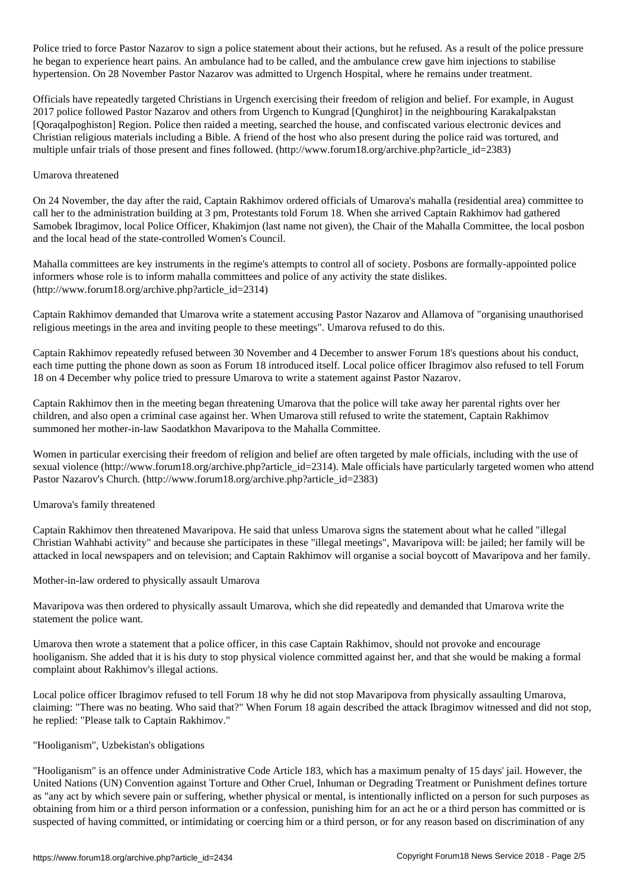Police tried to force Pastor Nazarov to sign a police statement about their actions, but he refused. As a result of the police pressure he began to experience heart pains. An ambulance had to be called, and the ambulance crew gave him injections to stabilise hypertension. On 28 November Pastor Nazarov was admitted to Urgench Hospital, where he remains under treatment.

Officials have repeatedly targeted Christians in Urgench exercising their freedom of religion and belief. For example, in August 2017 police followed Pastor Nazarov and others from Urgench to Kungrad [Qunghirot] in the neighbouring Karakalpakstan [Qoraqalpoghiston] Region. Police then raided a meeting, searched the house, and confiscated various electronic devices and Christian religious materials including a Bible. A friend of the host who also present during the police raid was tortured, and multiple unfair trials of those present and fines followed. (http://www.forum18.org/archive.php?article_id=2383)

## Umarova threatened

On 24 November, the day after the raid, Captain Rakhimov ordered officials of Umarova's mahalla (residential area) committee to call her to the administration building at 3 pm, Protestants told Forum 18. When she arrived Captain Rakhimov had gathered Samobek Ibragimov, local Police Officer, Khakimjon (last name not given), the Chair of the Mahalla Committee, the local posbon and the local head of the state-controlled Women's Council.

Mahalla committees are key instruments in the regime's attempts to control all of society. Posbons are formally-appointed police informers whose role is to inform mahalla committees and police of any activity the state dislikes. (http://www.forum18.org/archive.php?article_id=2314)

Captain Rakhimov demanded that Umarova write a statement accusing Pastor Nazarov and Allamova of "organising unauthorised religious meetings in the area and inviting people to these meetings". Umarova refused to do this.

Captain Rakhimov repeatedly refused between 30 November and 4 December to answer Forum 18's questions about his conduct, each time putting the phone down as soon as Forum 18 introduced itself. Local police officer Ibragimov also refused to tell Forum 18 on 4 December why police tried to pressure Umarova to write a statement against Pastor Nazarov.

Captain Rakhimov then in the meeting began threatening Umarova that the police will take away her parental rights over her children, and also open a criminal case against her. When Umarova still refused to write the statement, Captain Rakhimov summoned her mother-in-law Saodatkhon Mavaripova to the Mahalla Committee.

Women in particular exercising their freedom of religion and belief are often targeted by male officials, including with the use of sexual violence (http://www.forum18.org/archive.php?article_id=2314). Male officials have particularly targeted women who attend Pastor Nazarov's Church. (http://www.forum18.org/archive.php?article_id=2383)

## Umarova's family threatened

Captain Rakhimov then threatened Mavaripova. He said that unless Umarova signs the statement about what he called "illegal Christian Wahhabi activity" and because she participates in these "illegal meetings", Mavaripova will: be jailed; her family will be attacked in local newspapers and on television; and Captain Rakhimov will organise a social boycott of Mavaripova and her family.

## Mother-in-law ordered to physically assault Umarova

Mavaripova was then ordered to physically assault Umarova, which she did repeatedly and demanded that Umarova write the statement the police want.

Umarova then wrote a statement that a police officer, in this case Captain Rakhimov, should not provoke and encourage hooliganism. She added that it is his duty to stop physical violence committed against her, and that she would be making a formal complaint about Rakhimov's illegal actions.

Local police officer Ibragimov refused to tell Forum 18 why he did not stop Mavaripova from physically assaulting Umarova, claiming: "There was no beating. Who said that?" When Forum 18 again described the attack Ibragimov witnessed and did not stop, he replied: "Please talk to Captain Rakhimov."

## "Hooliganism", Uzbekistan's obligations

"Hooliganism" is an offence under Administrative Code Article 183, which has a maximum penalty of 15 days' jail. However, the United Nations (UN) Convention against Torture and Other Cruel, Inhuman or Degrading Treatment or Punishment defines torture as "any act by which severe pain or suffering, whether physical or mental, is intentionally inflicted on a person for such purposes as obtaining from him or a third person information or a confession, punishing him for an act he or a third person has committed or is suspected of having committed, or intimidating or coercing him or a third person, or for any reason based on discrimination of any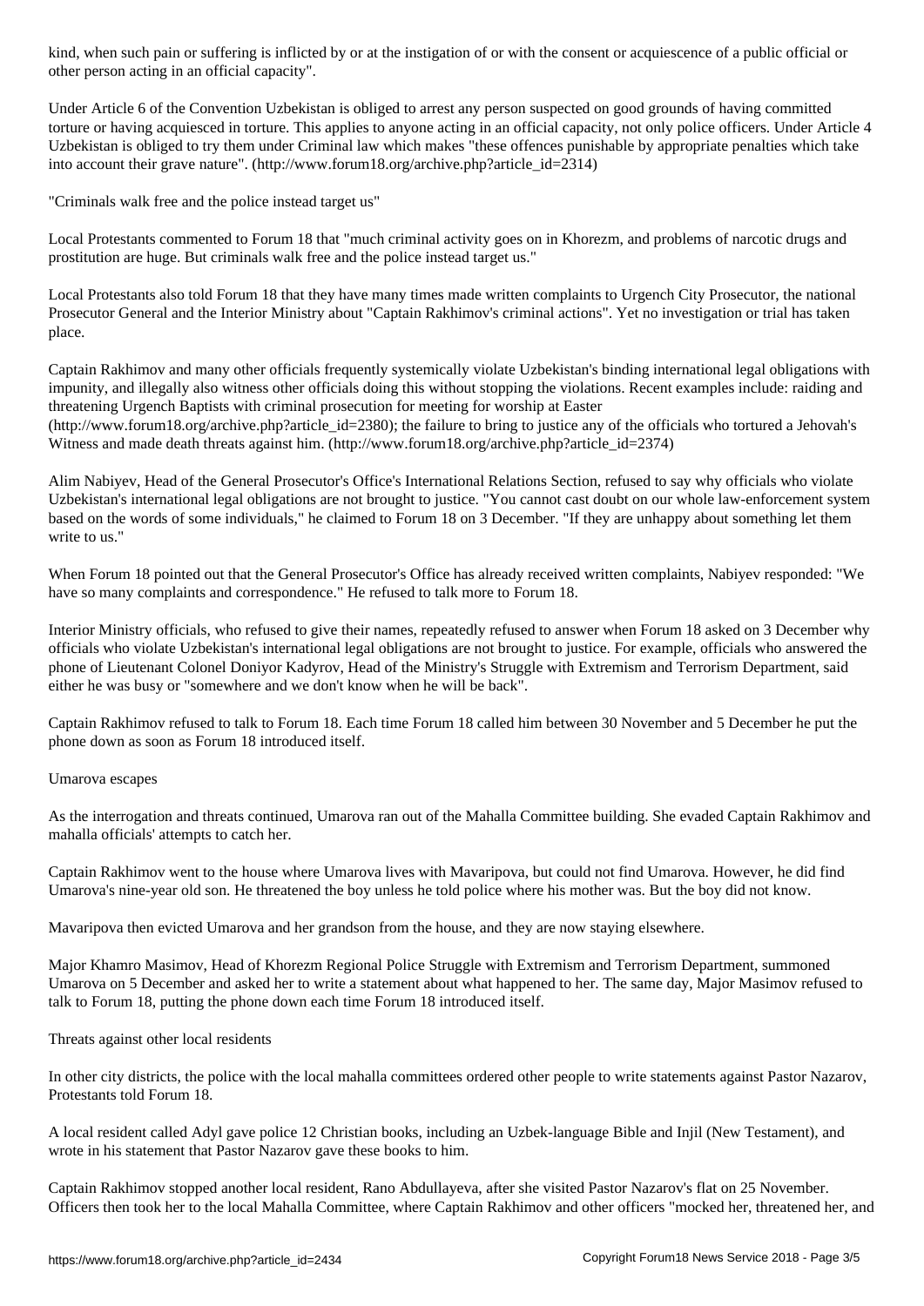kind, when such pain or suffering is inflicted by or at the instigation of or with the consent or acquiescence of a public official or other person acting in an official capacity".

Under Article 6 of the Convention Uzbekistan is obliged to arrest any person suspected on good grounds of having committed torture or having acquiesced in torture. This applies to anyone acting in an official capacity, not only police officers. Under Article 4 Uzbekistan is obliged to try them under Criminal law which makes "these offences punishable by appropriate penalties which take into account their grave nature". (http://www.forum18.org/archive.php?article_id=2314)

## "Criminals walk free and the police instead target us"

Local Protestants commented to Forum 18 that "much criminal activity goes on in Khorezm, and problems of narcotic drugs and prostitution are huge. But criminals walk free and the police instead target us."

Local Protestants also told Forum 18 that they have many times made written complaints to Urgench City Prosecutor, the national Prosecutor General and the Interior Ministry about "Captain Rakhimov's criminal actions". Yet no investigation or trial has taken place.

Captain Rakhimov and many other officials frequently systemically violate Uzbekistan's binding international legal obligations with impunity, and illegally also witness other officials doing this without stopping the violations. Recent examples include: raiding and threatening Urgench Baptists with criminal prosecution for meeting for worship at Easter (http://www.forum18.org/archive.php?article_id=2380); the failure to bring to justice any of the officials who tortured a Jehovah's Witness and made death threats against him. (http://www.forum18.org/archive.php?article_id=2374)

Alim Nabiyev, Head of the General Prosecutor's Office's International Relations Section, refused to say why officials who violate Uzbekistan's international legal obligations are not brought to justice. "You cannot cast doubt on our whole law-enforcement system based on the words of some individuals," he claimed to Forum 18 on 3 December. "If they are unhappy about something let them write to us."

When Forum 18 pointed out that the General Prosecutor's Office has already received written complaints, Nabiyev responded: "We have so many complaints and correspondence." He refused to talk more to Forum 18.

Interior Ministry officials, who refused to give their names, repeatedly refused to answer when Forum 18 asked on 3 December why officials who violate Uzbekistan's international legal obligations are not brought to justice. For example, officials who answered the phone of Lieutenant Colonel Doniyor Kadyrov, Head of the Ministry's Struggle with Extremism and Terrorism Department, said either he was busy or "somewhere and we don't know when he will be back".

Captain Rakhimov refused to talk to Forum 18. Each time Forum 18 called him between 30 November and 5 December he put the phone down as soon as Forum 18 introduced itself.

## Umarova escapes

As the interrogation and threats continued, Umarova ran out of the Mahalla Committee building. She evaded Captain Rakhimov and mahalla officials' attempts to catch her.

Captain Rakhimov went to the house where Umarova lives with Mavaripova, but could not find Umarova. However, he did find Umarova's nine-year old son. He threatened the boy unless he told police where his mother was. But the boy did not know.

Mavaripova then evicted Umarova and her grandson from the house, and they are now staying elsewhere.

Major Khamro Masimov, Head of Khorezm Regional Police Struggle with Extremism and Terrorism Department, summoned Umarova on 5 December and asked her to write a statement about what happened to her. The same day, Major Masimov refused to talk to Forum 18, putting the phone down each time Forum 18 introduced itself.

## Threats against other local residents

In other city districts, the police with the local mahalla committees ordered other people to write statements against Pastor Nazarov, Protestants told Forum 18.

A local resident called Adyl gave police 12 Christian books, including an Uzbek-language Bible and Injil (New Testament), and wrote in his statement that Pastor Nazarov gave these books to him.

Captain Rakhimov stopped another local resident, Rano Abdullayeva, after she visited Pastor Nazarov's flat on 25 November. Officers then took her to the local Mahalla Committee, where Captain Rakhimov and other officers "mocked her, threatened her, and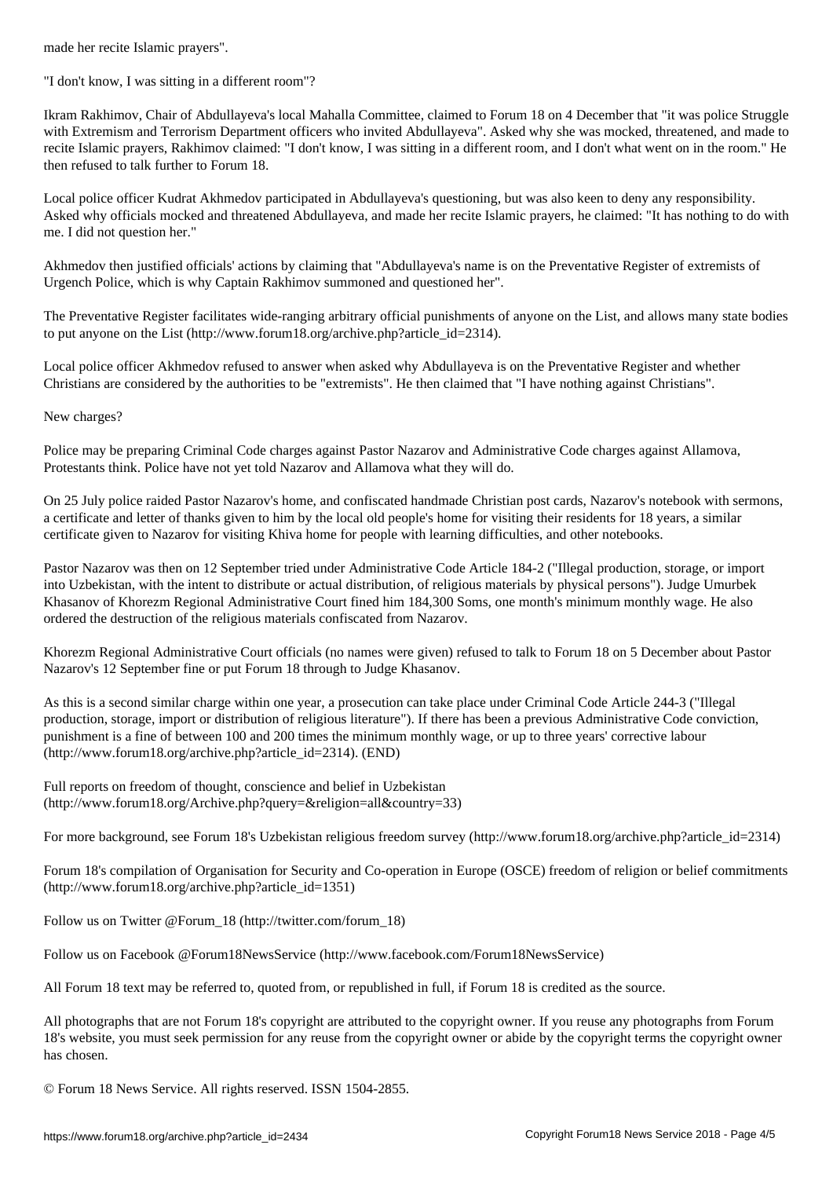made her recite Islamic prayers".

"I don't know, I was sitting in a different room"?

Ikram Rakhimov, Chair of Abdullayeva's local Mahalla Committee, claimed to Forum 18 on 4 December that "it was police Struggle with Extremism and Terrorism Department officers who invited Abdullayeva". Asked why she was mocked, threatened, and made to recite Islamic prayers, Rakhimov claimed: "I don't know, I was sitting in a different room, and I don't what went on in the room." He then refused to talk further to Forum 18.

Local police officer Kudrat Akhmedov participated in Abdullayeva's questioning, but was also keen to deny any responsibility. Asked why officials mocked and threatened Abdullayeva, and made her recite Islamic prayers, he claimed: "It has nothing to do with me. I did not question her."

Akhmedov then justified officials' actions by claiming that "Abdullayeva's name is on the Preventative Register of extremists of Urgench Police, which is why Captain Rakhimov summoned and questioned her".

The Preventative Register facilitates wide-ranging arbitrary official punishments of anyone on the List, and allows many state bodies to put anyone on the List (http://www.forum18.org/archive.php?article_id=2314).

Local police officer Akhmedov refused to answer when asked why Abdullayeva is on the Preventative Register and whether Christians are considered by the authorities to be "extremists". He then claimed that "I have nothing against Christians".

New charges?

Police may be preparing Criminal Code charges against Pastor Nazarov and Administrative Code charges against Allamova, Protestants think. Police have not yet told Nazarov and Allamova what they will do.

On 25 July police raided Pastor Nazarov's home, and confiscated handmade Christian post cards, Nazarov's notebook with sermons, a certificate and letter of thanks given to him by the local old people's home for visiting their residents for 18 years, a similar certificate given to Nazarov for visiting Khiva home for people with learning difficulties, and other notebooks.

Pastor Nazarov was then on 12 September tried under Administrative Code Article 184-2 ("Illegal production, storage, or import into Uzbekistan, with the intent to distribute or actual distribution, of religious materials by physical persons"). Judge Umurbek Khasanov of Khorezm Regional Administrative Court fined him 184,300 Soms, one month's minimum monthly wage. He also ordered the destruction of the religious materials confiscated from Nazarov.

Khorezm Regional Administrative Court officials (no names were given) refused to talk to Forum 18 on 5 December about Pastor Nazarov's 12 September fine or put Forum 18 through to Judge Khasanov.

As this is a second similar charge within one year, a prosecution can take place under Criminal Code Article 244-3 ("Illegal production, storage, import or distribution of religious literature"). If there has been a previous Administrative Code conviction, punishment is a fine of between 100 and 200 times the minimum monthly wage, or up to three years' corrective labour (http://www.forum18.org/archive.php?article_id=2314). (END)

Full reports on freedom of thought, conscience and belief in Uzbekistan (http://www.forum18.org/Archive.php?query=&religion=all&country=33)

For more background, see Forum 18's Uzbekistan religious freedom survey (http://www.forum18.org/archive.php?article_id=2314)

Forum 18's compilation of Organisation for Security and Co-operation in Europe (OSCE) freedom of religion or belief commitments (http://www.forum18.org/archive.php?article_id=1351)

Follow us on Twitter @Forum_18 (http://twitter.com/forum_18)

Follow us on Facebook @Forum18NewsService (http://www.facebook.com/Forum18NewsService)

All Forum 18 text may be referred to, quoted from, or republished in full, if Forum 18 is credited as the source.

All photographs that are not Forum 18's copyright are attributed to the copyright owner. If you reuse any photographs from Forum 18's website, you must seek permission for any reuse from the copyright owner or abide by the copyright terms the copyright owner has chosen.

© Forum 18 News Service. All rights reserved. ISSN 1504-2855.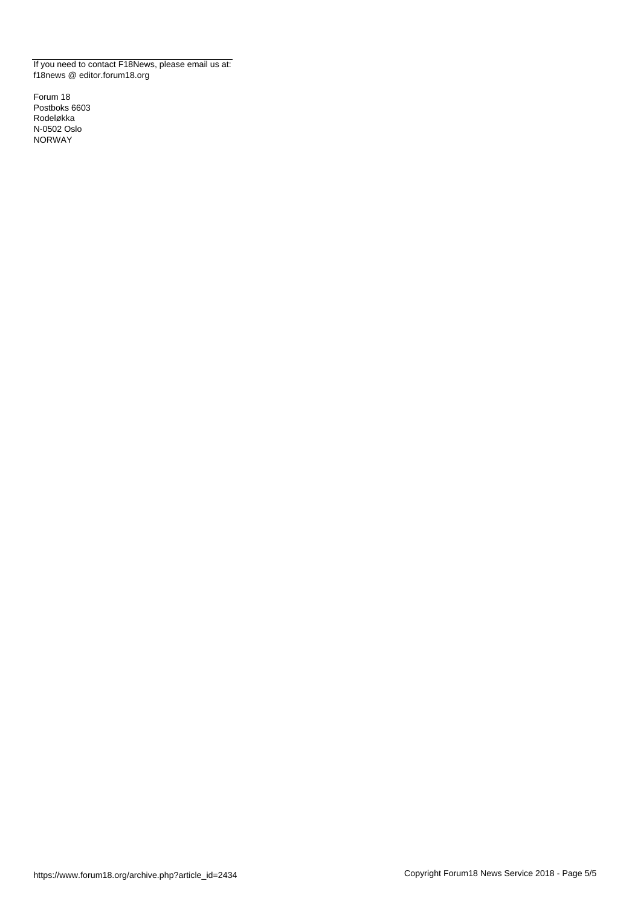If you need to contact F18News, please email us at:
f18news @ editor.forum18.org

Forum 18
Postboks 6603
Rodeløkka
N-0502 Oslo
NORWAY